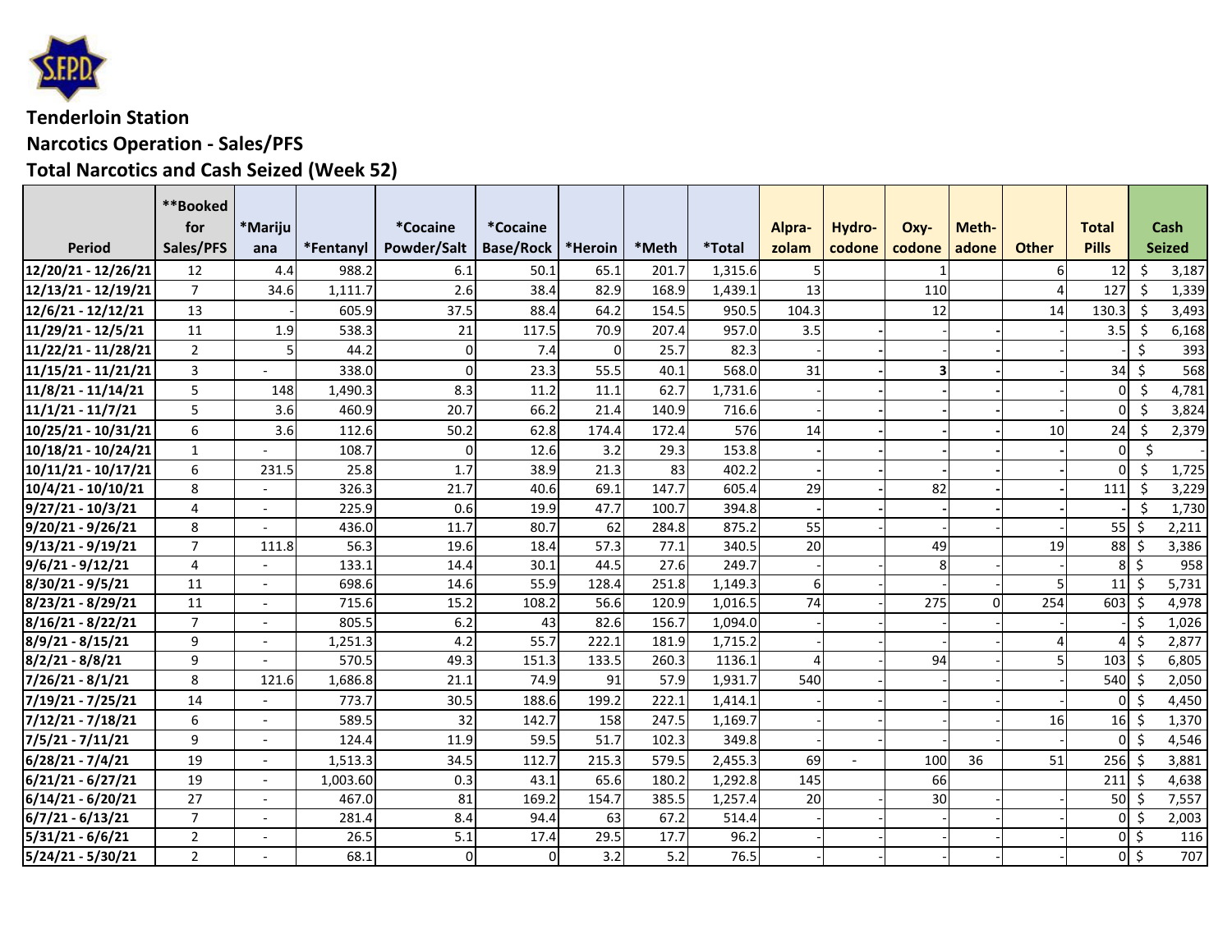**Tenderloin Station**

**Narcotics Operation - Sales/PFS**

**Total Narcotics and Cash Seized (Week 52)**

| Period | **Booked for Sales/PFS | *Marijuana | *Fentanyl | *Cocaine Powder/Salt | *Cocaine Base/Rock | *Heroin | *Meth | *Total | Alprazolam | Hydrocodone | Oxycodone | Methadone | Other | Total Pills | Cash Seized |
|---|---|---|---|---|---|---|---|---|---|---|---|---|---|---|---|
| 12/20/21 - 12/26/21 | 12 | 4.4 | 988.2 | 6.1 | 50.1 | 65.1 | 201.7 | 1,315.6 | 5 | | 1 | | 6 | 12 | $ 3,187 |
| 12/13/21 - 12/19/21 | 7 | 34.6 | 1,111.7 | 2.6 | 38.4 | 82.9 | 168.9 | 1,439.1 | 13 | | 110 | | 4 | 127 | $ 1,339 |
| 12/6/21 - 12/12/21 | 13 | - | 605.9 | 37.5 | 88.4 | 64.2 | 154.5 | 950.5 | 104.3 | | 12 | | 14 | 130.3 | $ 3,493 |
| 11/29/21 - 12/5/21 | 11 | 1.9 | 538.3 | 21 | 117.5 | 70.9 | 207.4 | 957.0 | 3.5 | - | - | - | - | 3.5 | $ 6,168 |
| 11/22/21 - 11/28/21 | 2 | 5 | 44.2 | 0 | 7.4 | 0 | 25.7 | 82.3 | - | - | - | - | - | - | $ 393 |
| 11/15/21 - 11/21/21 | 3 | - | 338.0 | 0 | 23.3 | 55.5 | 40.1 | 568.0 | 31 | - | **3** | - | - | 34 | $ 568 |
| 11/8/21 - 11/14/21 | 5 | 148 | 1,490.3 | 8.3 | 11.2 | 11.1 | 62.7 | 1,731.6 | - | - | - | - | - | 0 | $ 4,781 |
| 11/1/21 - 11/7/21 | 5 | 3.6 | 460.9 | 20.7 | 66.2 | 21.4 | 140.9 | 716.6 | - | - | - | - | - | 0 | $ 3,824 |
| 10/25/21 - 10/31/21 | 6 | 3.6 | 112.6 | 50.2 | 62.8 | 174.4 | 172.4 | 576 | 14 | - | - | - | 10 | 24 | $ 2,379 |
| 10/18/21 - 10/24/21 | 1 | - | 108.7 | 0 | 12.6 | 3.2 | 29.3 | 153.8 | - | - | - | - | - | 0 | $ - |
| 10/11/21 - 10/17/21 | 6 | 231.5 | 25.8 | 1.7 | 38.9 | 21.3 | 83 | 402.2 | - | - | - | - | - | 0 | $ 1,725 |
| 10/4/21 - 10/10/21 | 8 | - | 326.3 | 21.7 | 40.6 | 69.1 | 147.7 | 605.4 | 29 | - | 82 | - | - | 111 | $ 3,229 |
| 9/27/21 - 10/3/21 | 4 | - | 225.9 | 0.6 | 19.9 | 47.7 | 100.7 | 394.8 | - | - | - | - | - | - | $ 1,730 |
| 9/20/21 - 9/26/21 | 8 | - | 436.0 | 11.7 | 80.7 | 62 | 284.8 | 875.2 | 55 | - | - | - | - | 55 | $ 2,211 |
| 9/13/21 - 9/19/21 | 7 | 111.8 | 56.3 | 19.6 | 18.4 | 57.3 | 77.1 | 340.5 | 20 | | 49 | | 19 | 88 | $ 3,386 |
| 9/6/21 - 9/12/21 | 4 | - | 133.1 | 14.4 | 30.1 | 44.5 | 27.6 | 249.7 | - | - | 8 | - | - | 8 | $ 958 |
| 8/30/21 - 9/5/21 | 11 | - | 698.6 | 14.6 | 55.9 | 128.4 | 251.8 | 1,149.3 | 6 | - | - | - | 5 | 11 | $ 5,731 |
| 8/23/21 - 8/29/21 | 11 | - | 715.6 | 15.2 | 108.2 | 56.6 | 120.9 | 1,016.5 | 74 | - | 275 | 0 | 254 | 603 | $ 4,978 |
| 8/16/21 - 8/22/21 | 7 | - | 805.5 | 6.2 | 43 | 82.6 | 156.7 | 1,094.0 | - | - | - | - | - | - | $ 1,026 |
| 8/9/21 - 8/15/21 | 9 | - | 1,251.3 | 4.2 | 55.7 | 222.1 | 181.9 | 1,715.2 | - | - | - | - | 4 | 4 | $ 2,877 |
| 8/2/21 - 8/8/21 | 9 | - | 570.5 | 49.3 | 151.3 | 133.5 | 260.3 | 1136.1 | 4 | - | 94 | - | 5 | 103 | $ 6,805 |
| 7/26/21 - 8/1/21 | 8 | 121.6 | 1,686.8 | 21.1 | 74.9 | 91 | 57.9 | 1,931.7 | 540 | - | - | - | - | 540 | $ 2,050 |
| 7/19/21 - 7/25/21 | 14 | - | 773.7 | 30.5 | 188.6 | 199.2 | 222.1 | 1,414.1 | - | - | - | - | - | 0 | $ 4,450 |
| 7/12/21 - 7/18/21 | 6 | - | 589.5 | 32 | 142.7 | 158 | 247.5 | 1,169.7 | - | - | - | - | 16 | 16 | $ 1,370 |
| 7/5/21 - 7/11/21 | 9 | - | 124.4 | 11.9 | 59.5 | 51.7 | 102.3 | 349.8 | - | - | - | - | - | 0 | $ 4,546 |
| 6/28/21 - 7/4/21 | 19 | - | 1,513.3 | 34.5 | 112.7 | 215.3 | 579.5 | 2,455.3 | 69 | - | 100 | 36 | 51 | 256 | $ 3,881 |
| 6/21/21 - 6/27/21 | 19 | - | 1,003.60 | 0.3 | 43.1 | 65.6 | 180.2 | 1,292.8 | 145 | | 66 | | | 211 | $ 4,638 |
| 6/14/21 - 6/20/21 | 27 | - | 467.0 | 81 | 169.2 | 154.7 | 385.5 | 1,257.4 | 20 | - | 30 | - | - | 50 | $ 7,557 |
| 6/7/21 - 6/13/21 | 7 | - | 281.4 | 8.4 | 94.4 | 63 | 67.2 | 514.4 | - | - | - | - | - | 0 | $ 2,003 |
| 5/31/21 - 6/6/21 | 2 | - | 26.5 | 5.1 | 17.4 | 29.5 | 17.7 | 96.2 | - | - | - | - | - | 0 | $ 116 |
| 5/24/21 - 5/30/21 | 2 | - | 68.1 | 0 | 0 | 3.2 | 5.2 | 76.5 | - | - | - | - | - | 0 | $ 707 |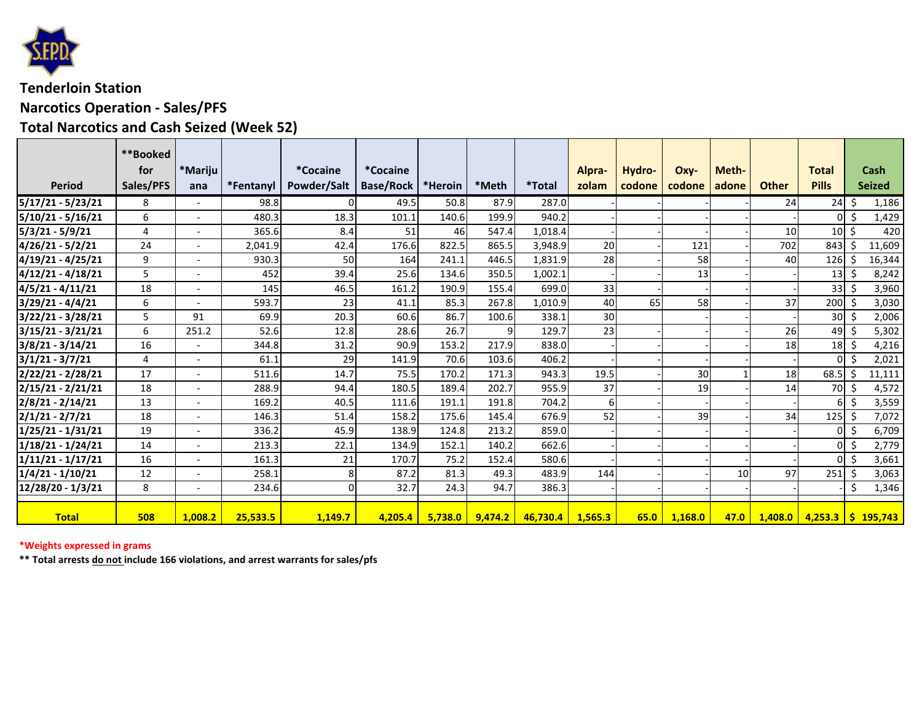**Tenderloin Station**

**Narcotics Operation - Sales/PFS**

**Total Narcotics and Cash Seized (Week 52)**

| Period | **Booked for Sales/PFS | *Marijuana | *Fentanyl | *Cocaine Powder/Salt | *Cocaine Base/Rock | *Heroin | *Meth | *Total | Alprazolam | Hydrocodone | Oxycodone | Methadone | Other | Total Pills | Cash Seized |
|---|---|---|---|---|---|---|---|---|---|---|---|---|---|---|---|
| 5/17/21 - 5/23/21 | 8 | - | 98.8 | 0 | 49.5 | 50.8 | 87.9 | 287.0 | - | - | - | - | 24 | 24 | $ 1,186 |
| 5/10/21 - 5/16/21 | 6 | - | 480.3 | 18.3 | 101.1 | 140.6 | 199.9 | 940.2 | - | - | - | - | - | 0 | $ 1,429 |
| 5/3/21 - 5/9/21 | 4 | - | 365.6 | 8.4 | 51 | 46 | 547.4 | 1,018.4 | - | - | - | - | 10 | 10 | $ 420 |
| 4/26/21 - 5/2/21 | 24 | - | 2,041.9 | 42.4 | 176.6 | 822.5 | 865.5 | 3,948.9 | 20 | - | 121 | - | 702 | 843 | $ 11,609 |
| 4/19/21 - 4/25/21 | 9 | - | 930.3 | 50 | 164 | 241.1 | 446.5 | 1,831.9 | 28 | - | 58 | - | 40 | 126 | $ 16,344 |
| 4/12/21 - 4/18/21 | 5 | - | 452 | 39.4 | 25.6 | 134.6 | 350.5 | 1,002.1 | - | - | 13 | - | - | 13 | $ 8,242 |
| 4/5/21 - 4/11/21 | 18 | - | 145 | 46.5 | 161.2 | 190.9 | 155.4 | 699.0 | 33 | - | - | - | - | 33 | $ 3,960 |
| 3/29/21 - 4/4/21 | 6 | - | 593.7 | 23 | 41.1 | 85.3 | 267.8 | 1,010.9 | 40 | 65 | 58 | - | 37 | 200 | $ 3,030 |
| 3/22/21 - 3/28/21 | 5 | 91 | 69.9 | 20.3 | 60.6 | 86.7 | 100.6 | 338.1 | 30 | | - | - | - | 30 | $ 2,006 |
| 3/15/21 - 3/21/21 | 6 | 251.2 | 52.6 | 12.8 | 28.6 | 26.7 | 9 | 129.7 | 23 | - | - | - | 26 | 49 | $ 5,302 |
| 3/8/21 - 3/14/21 | 16 | - | 344.8 | 31.2 | 90.9 | 153.2 | 217.9 | 838.0 | - | - | - | - | 18 | 18 | $ 4,216 |
| 3/1/21 - 3/7/21 | 4 | - | 61.1 | 29 | 141.9 | 70.6 | 103.6 | 406.2 | - | - | - | - | - | 0 | $ 2,021 |
| 2/22/21 - 2/28/21 | 17 | - | 511.6 | 14.7 | 75.5 | 170.2 | 171.3 | 943.3 | 19.5 | - | 30 | 1 | 18 | 68.5 | $ 11,111 |
| 2/15/21 - 2/21/21 | 18 | - | 288.9 | 94.4 | 180.5 | 189.4 | 202.7 | 955.9 | 37 | - | 19 | - | 14 | 70 | $ 4,572 |
| 2/8/21 - 2/14/21 | 13 | - | 169.2 | 40.5 | 111.6 | 191.1 | 191.8 | 704.2 | 6 | - | - | - | - | 6 | $ 3,559 |
| 2/1/21 - 2/7/21 | 18 | - | 146.3 | 51.4 | 158.2 | 175.6 | 145.4 | 676.9 | 52 | - | 39 | - | 34 | 125 | $ 7,072 |
| 1/25/21 - 1/31/21 | 19 | - | 336.2 | 45.9 | 138.9 | 124.8 | 213.2 | 859.0 | - | - | - | - | - | 0 | $ 6,709 |
| 1/18/21 - 1/24/21 | 14 | - | 213.3 | 22.1 | 134.9 | 152.1 | 140.2 | 662.6 | - | - | - | - | - | 0 | $ 2,779 |
| 1/11/21 - 1/17/21 | 16 | - | 161.3 | 21 | 170.7 | 75.2 | 152.4 | 580.6 | - | - | - | - | - | 0 | $ 3,661 |
| 1/4/21 - 1/10/21 | 12 | - | 258.1 | 8 | 87.2 | 81.3 | 49.3 | 483.9 | 144 | - | - | 10 | 97 | 251 | $ 3,063 |
| 12/28/20 - 1/3/21 | 8 | - | 234.6 | 0 | 32.7 | 24.3 | 94.7 | 386.3 | - | - | - | - | - | - | $ 1,346 |
| **Total** | **508** | **1,008.2** | **25,533.5** | **1,149.7** | **4,205.4** | **5,738.0** | **9,474.2** | **46,730.4** | **1,565.3** | **65.0** | **1,168.0** | **47.0** | **1,408.0** | **4,253.3** | **$ 195,743** |

*Weights expressed in grams

** Total arrests do not include 166 violations, and arrest warrants for sales/pfs